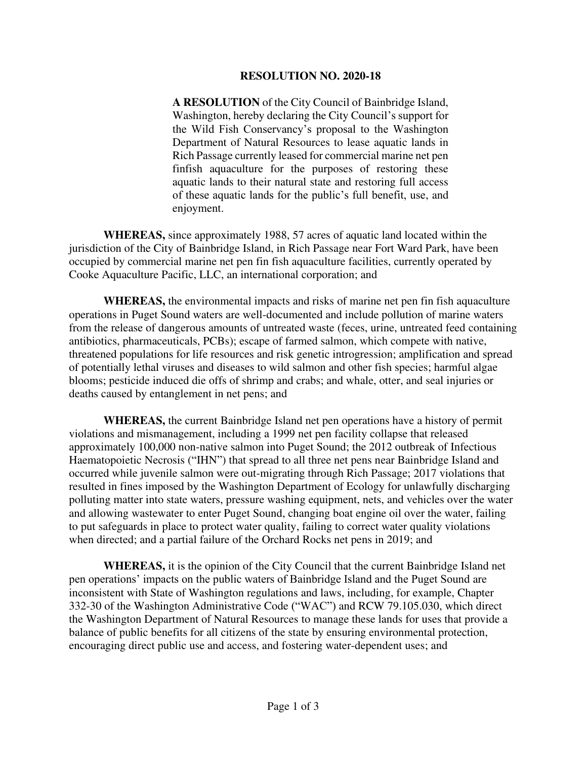# RESOLUTION NO. 2020-18

**A RESOLUTION** of the City Council of Bainbridge Island, Washington, hereby declaring the City Council's support for the Wild Fish Conservancy's proposal to the Washington Department of Natural Resources to lease aquatic lands in Rich Passage currently leased for commercial marine net pen finfish aquaculture for the purposes of restoring these aquatic lands to their natural state and restoring full access of these aquatic lands for the public's full benefit, use, and enjoyment.

**WHEREAS,** since approximately 1988, 57 acres of aquatic land located within the jurisdiction of the City of Bainbridge Island, in Rich Passage near Fort Ward Park, have been occupied by commercial marine net pen fin fish aquaculture facilities, currently operated by Cooke Aquaculture Pacific, LLC, an international corporation; and

**WHEREAS,** the environmental impacts and risks of marine net pen fin fish aquaculture operations in Puget Sound waters are well-documented and include pollution of marine waters from the release of dangerous amounts of untreated waste (feces, urine, untreated feed containing antibiotics, pharmaceuticals, PCBs); escape of farmed salmon, which compete with native, threatened populations for life resources and risk genetic introgression; amplification and spread of potentially lethal viruses and diseases to wild salmon and other fish species; harmful algae blooms; pesticide induced die offs of shrimp and crabs; and whale, otter, and seal injuries or deaths caused by entanglement in net pens; and

**WHEREAS,** the current Bainbridge Island net pen operations have a history of permit violations and mismanagement, including a 1999 net pen facility collapse that released approximately 100,000 non-native salmon into Puget Sound; the 2012 outbreak of Infectious Haematopoietic Necrosis ("IHN") that spread to all three net pens near Bainbridge Island and occurred while juvenile salmon were out-migrating through Rich Passage; 2017 violations that resulted in fines imposed by the Washington Department of Ecology for unlawfully discharging polluting matter into state waters, pressure washing equipment, nets, and vehicles over the water and allowing wastewater to enter Puget Sound, changing boat engine oil over the water, failing to put safeguards in place to protect water quality, failing to correct water quality violations when directed; and a partial failure of the Orchard Rocks net pens in 2019; and

**WHEREAS,** it is the opinion of the City Council that the current Bainbridge Island net pen operations' impacts on the public waters of Bainbridge Island and the Puget Sound are inconsistent with State of Washington regulations and laws, including, for example, Chapter 332-30 of the Washington Administrative Code ("WAC") and RCW 79.105.030, which direct the Washington Department of Natural Resources to manage these lands for uses that provide a balance of public benefits for all citizens of the state by ensuring environmental protection, encouraging direct public use and access, and fostering water-dependent uses; and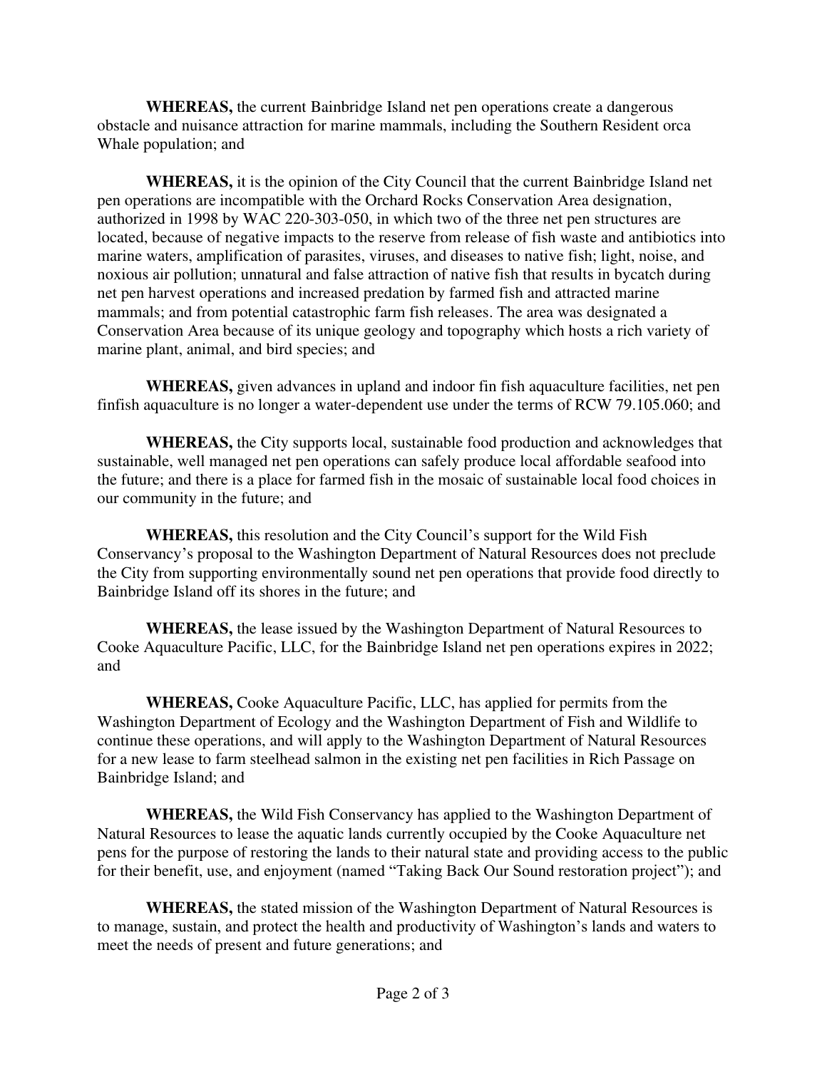**WHEREAS,** the current Bainbridge Island net pen operations create a dangerous obstacle and nuisance attraction for marine mammals, including the Southern Resident orca Whale population; and

**WHEREAS,** it is the opinion of the City Council that the current Bainbridge Island net pen operations are incompatible with the Orchard Rocks Conservation Area designation, authorized in 1998 by WAC 220-303-050, in which two of the three net pen structures are located, because of negative impacts to the reserve from release of fish waste and antibiotics into marine waters, amplification of parasites, viruses, and diseases to native fish; light, noise, and noxious air pollution; unnatural and false attraction of native fish that results in bycatch during net pen harvest operations and increased predation by farmed fish and attracted marine mammals; and from potential catastrophic farm fish releases. The area was designated a Conservation Area because of its unique geology and topography which hosts a rich variety of marine plant, animal, and bird species; and

**WHEREAS,** given advances in upland and indoor fin fish aquaculture facilities, net pen finfish aquaculture is no longer a water-dependent use under the terms of RCW 79.105.060; and

**WHEREAS,** the City supports local, sustainable food production and acknowledges that sustainable, well managed net pen operations can safely produce local affordable seafood into the future; and there is a place for farmed fish in the mosaic of sustainable local food choices in our community in the future; and

**WHEREAS,** this resolution and the City Council's support for the Wild Fish Conservancy's proposal to the Washington Department of Natural Resources does not preclude the City from supporting environmentally sound net pen operations that provide food directly to Bainbridge Island off its shores in the future; and

**WHEREAS,** the lease issued by the Washington Department of Natural Resources to Cooke Aquaculture Pacific, LLC, for the Bainbridge Island net pen operations expires in 2022; and

**WHEREAS,** Cooke Aquaculture Pacific, LLC, has applied for permits from the Washington Department of Ecology and the Washington Department of Fish and Wildlife to continue these operations, and will apply to the Washington Department of Natural Resources for a new lease to farm steelhead salmon in the existing net pen facilities in Rich Passage on Bainbridge Island; and

**WHEREAS,** the Wild Fish Conservancy has applied to the Washington Department of Natural Resources to lease the aquatic lands currently occupied by the Cooke Aquaculture net pens for the purpose of restoring the lands to their natural state and providing access to the public for their benefit, use, and enjoyment (named "Taking Back Our Sound restoration project"); and

**WHEREAS,** the stated mission of the Washington Department of Natural Resources is to manage, sustain, and protect the health and productivity of Washington's lands and waters to meet the needs of present and future generations; and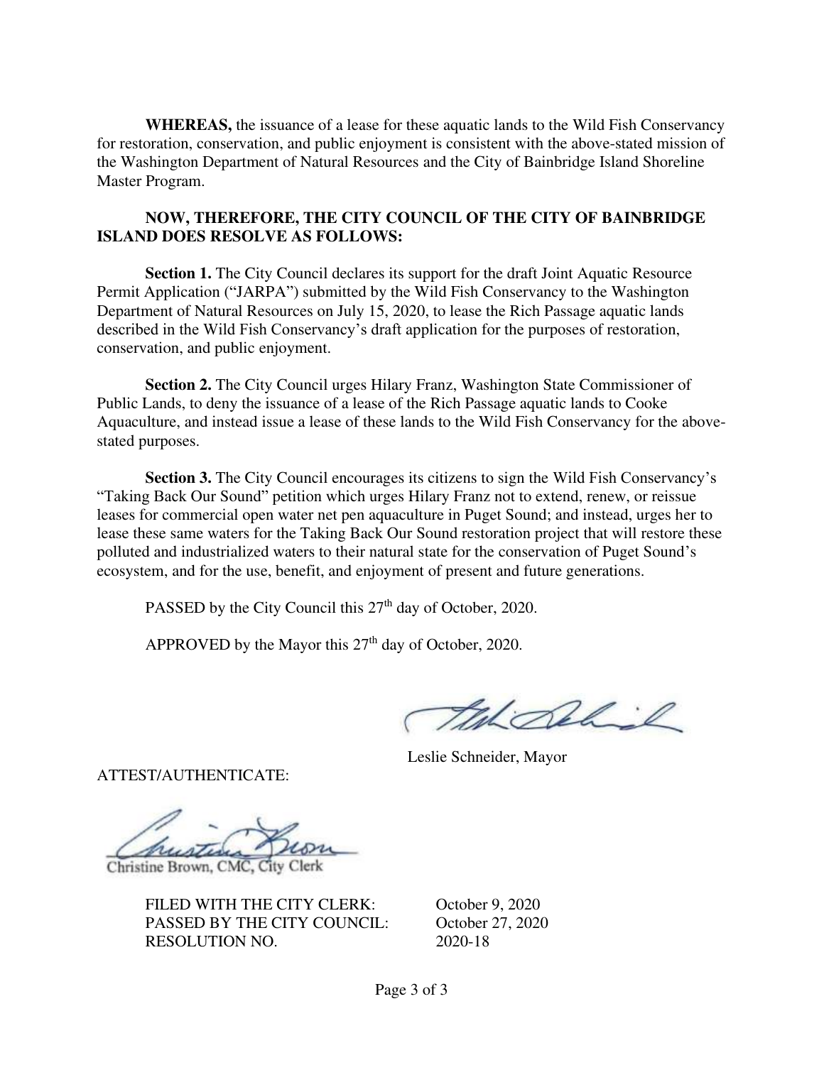**WHEREAS,** the issuance of a lease for these aquatic lands to the Wild Fish Conservancy for restoration, conservation, and public enjoyment is consistent with the above-stated mission of the Washington Department of Natural Resources and the City of Bainbridge Island Shoreline Master Program.

**NOW, THEREFORE, THE CITY COUNCIL OF THE CITY OF BAINBRIDGE ISLAND DOES RESOLVE AS FOLLOWS:**

**Section 1.** The City Council declares its support for the draft Joint Aquatic Resource Permit Application ("JARPA") submitted by the Wild Fish Conservancy to the Washington Department of Natural Resources on July 15, 2020, to lease the Rich Passage aquatic lands described in the Wild Fish Conservancy's draft application for the purposes of restoration, conservation, and public enjoyment.

**Section 2.** The City Council urges Hilary Franz, Washington State Commissioner of Public Lands, to deny the issuance of a lease of the Rich Passage aquatic lands to Cooke Aquaculture, and instead issue a lease of these lands to the Wild Fish Conservancy for the above-stated purposes.

**Section 3.** The City Council encourages its citizens to sign the Wild Fish Conservancy's "Taking Back Our Sound" petition which urges Hilary Franz not to extend, renew, or reissue leases for commercial open water net pen aquaculture in Puget Sound; and instead, urges her to lease these same waters for the Taking Back Our Sound restoration project that will restore these polluted and industrialized waters to their natural state for the conservation of Puget Sound's ecosystem, and for the use, benefit, and enjoyment of present and future generations.

PASSED by the City Council this 27th day of October, 2020.

APPROVED by the Mayor this 27th day of October, 2020.

Leslie Schneider, Mayor

ATTEST/AUTHENTICATE:

Christine Brown, CMC, City Clerk

| | |
|---|---|
| FILED WITH THE CITY CLERK: | October 9, 2020 |
| PASSED BY THE CITY COUNCIL: | October 27, 2020 |
| RESOLUTION NO. | 2020-18 |